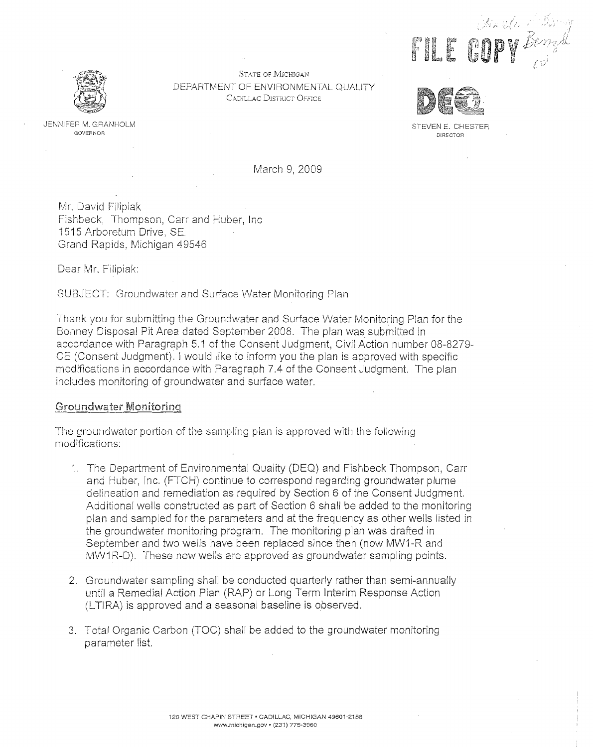FILE COPY

STATE OF MICHIGAN
DEPARTMENT OF ENVIRONMENTAL QUALITY
CADILLAC DISTRICT OFFICE

JENNIFER M. GRANHOLM
GOVERNOR

STEVEN E. CHESTER
DIRECTOR

March 9, 2009

Mr. David Filipiak
Fishbeck, Thompson, Carr and Huber, Inc
1515 Arboretum Drive, SE
Grand Rapids, Michigan 49546

Dear Mr. Filipiak:

SUBJECT: Groundwater and Surface Water Monitoring Plan

Thank you for submitting the Groundwater and Surface Water Monitoring Plan for the Bonney Disposal Pit Area dated September 2008. The plan was submitted in accordance with Paragraph 5.1 of the Consent Judgment, Civil Action number 08-8279-CE (Consent Judgment). I would like to inform you the plan is approved with specific modifications in accordance with Paragraph 7.4 of the Consent Judgment. The plan includes monitoring of groundwater and surface water.

## Groundwater Monitoring

The groundwater portion of the sampling plan is approved with the following modifications:

1. The Department of Environmental Quality (DEQ) and Fishbeck Thompson, Carr and Huber, Inc. (FTCH) continue to correspond regarding groundwater plume delineation and remediation as required by Section 6 of the Consent Judgment. Additional wells constructed as part of Section 6 shall be added to the monitoring plan and sampled for the parameters and at the frequency as other wells listed in the groundwater monitoring program. The monitoring plan was drafted in September and two wells have been replaced since then (now MW1-R and MW1R-D). These new wells are approved as groundwater sampling points.

2. Groundwater sampling shall be conducted quarterly rather than semi-annually until a Remedial Action Plan (RAP) or Long Term Interim Response Action (LTIRA) is approved and a seasonal baseline is observed.

3. Total Organic Carbon (TOC) shall be added to the groundwater monitoring parameter list.

120 WEST CHAPIN STREET • CADILLAC, MICHIGAN 49601-2158
www.michigan.gov • (231) 775-3960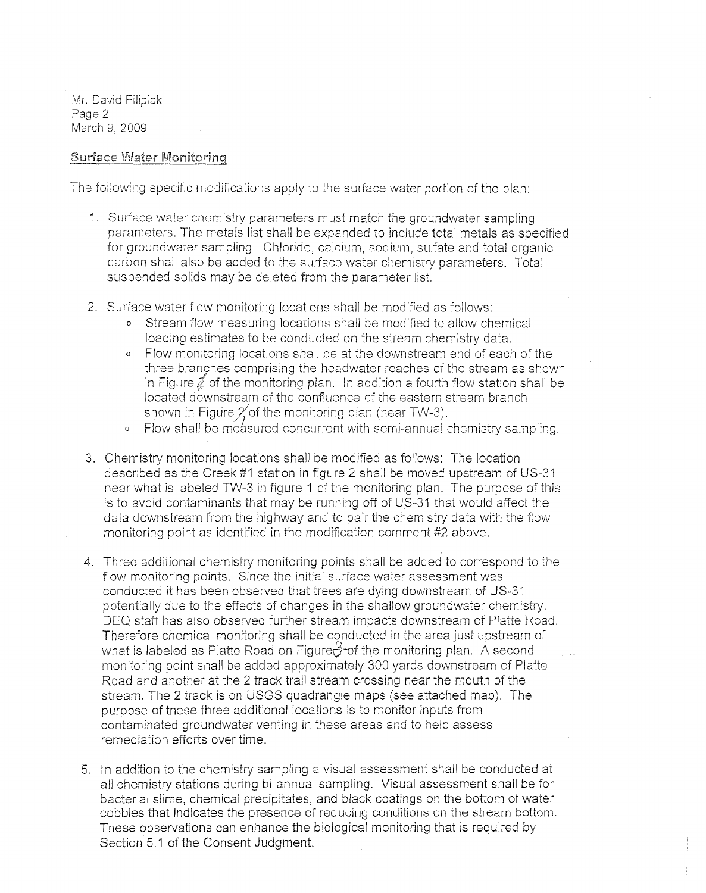Mr. David Filipiak
Page 2
March 9, 2009

## Surface Water Monitoring

The following specific modifications apply to the surface water portion of the plan:

1. Surface water chemistry parameters must match the groundwater sampling parameters. The metals list shall be expanded to include total metals as specified for groundwater sampling. Chloride, calcium, sodium, sulfate and total organic carbon shall also be added to the surface water chemistry parameters. Total suspended solids may be deleted from the parameter list.

2. Surface water flow monitoring locations shall be modified as follows:
   - Stream flow measuring locations shall be modified to allow chemical loading estimates to be conducted on the stream chemistry data.
   - Flow monitoring locations shall be at the downstream end of each of the three branches comprising the headwater reaches of the stream as shown in Figure 1 of the monitoring plan. In addition a fourth flow station shall be located downstream of the confluence of the eastern stream branch shown in Figure 1 of the monitoring plan (near TW-3).
   - Flow shall be measured concurrent with semi-annual chemistry sampling.

3. Chemistry monitoring locations shall be modified as follows: The location described as the Creek #1 station in figure 2 shall be moved upstream of US-31 near what is labeled TW-3 in figure 1 of the monitoring plan. The purpose of this is to avoid contaminants that may be running off of US-31 that would affect the data downstream from the highway and to pair the chemistry data with the flow monitoring point as identified in the modification comment #2 above.

4. Three additional chemistry monitoring points shall be added to correspond to the flow monitoring points. Since the initial surface water assessment was conducted it has been observed that trees are dying downstream of US-31 potentially due to the effects of changes in the shallow groundwater chemistry. DEQ staff has also observed further stream impacts downstream of Platte Road. Therefore chemical monitoring shall be conducted in the area just upstream of what is labeled as Platte Road on Figure 2 of the monitoring plan. A second monitoring point shall be added approximately 300 yards downstream of Platte Road and another at the 2 track trail stream crossing near the mouth of the stream. The 2 track is on USGS quadrangle maps (see attached map). The purpose of these three additional locations is to monitor inputs from contaminated groundwater venting in these areas and to help assess remediation efforts over time.

5. In addition to the chemistry sampling a visual assessment shall be conducted at all chemistry stations during bi-annual sampling. Visual assessment shall be for bacterial slime, chemical precipitates, and black coatings on the bottom of water cobbles that indicates the presence of reducing conditions on the stream bottom. These observations can enhance the biological monitoring that is required by Section 5.1 of the Consent Judgment.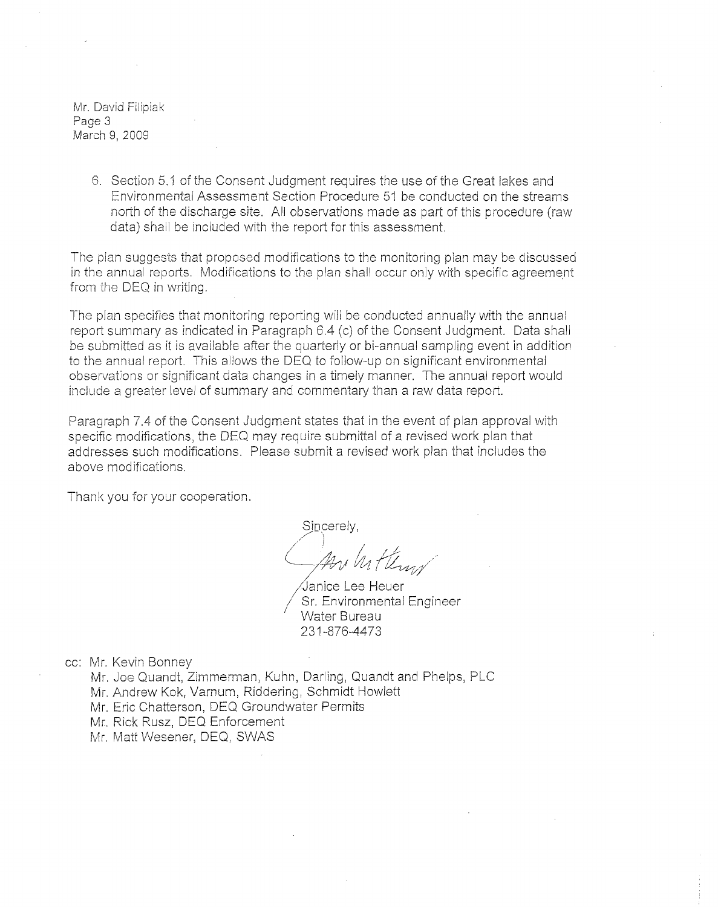Mr. David Filipiak
Page 3
March 9, 2009

6. Section 5.1 of the Consent Judgment requires the use of the Great lakes and Environmental Assessment Section Procedure 51 be conducted on the streams north of the discharge site. All observations made as part of this procedure (raw data) shall be included with the report for this assessment.

The plan suggests that proposed modifications to the monitoring plan may be discussed in the annual reports. Modifications to the plan shall occur only with specific agreement from the DEQ in writing.

The plan specifies that monitoring reporting will be conducted annually with the annual report summary as indicated in Paragraph 6.4 (c) of the Consent Judgment. Data shall be submitted as it is available after the quarterly or bi-annual sampling event in addition to the annual report. This allows the DEQ to follow-up on significant environmental observations or significant data changes in a timely manner. The annual report would include a greater level of summary and commentary than a raw data report.

Paragraph 7.4 of the Consent Judgment states that in the event of plan approval with specific modifications, the DEQ may require submittal of a revised work plan that addresses such modifications. Please submit a revised work plan that includes the above modifications.

Thank you for your cooperation.

Sincerely,

Janice Lee Heuer
Sr. Environmental Engineer
Water Bureau
231-876-4473

cc: Mr. Kevin Bonney
Mr. Joe Quandt, Zimmerman, Kuhn, Darling, Quandt and Phelps, PLC
Mr. Andrew Kok, Varnum, Riddering, Schmidt Howlett
Mr. Eric Chatterson, DEQ Groundwater Permits
Mr. Rick Rusz, DEQ Enforcement
Mr. Matt Wesener, DEQ, SWAS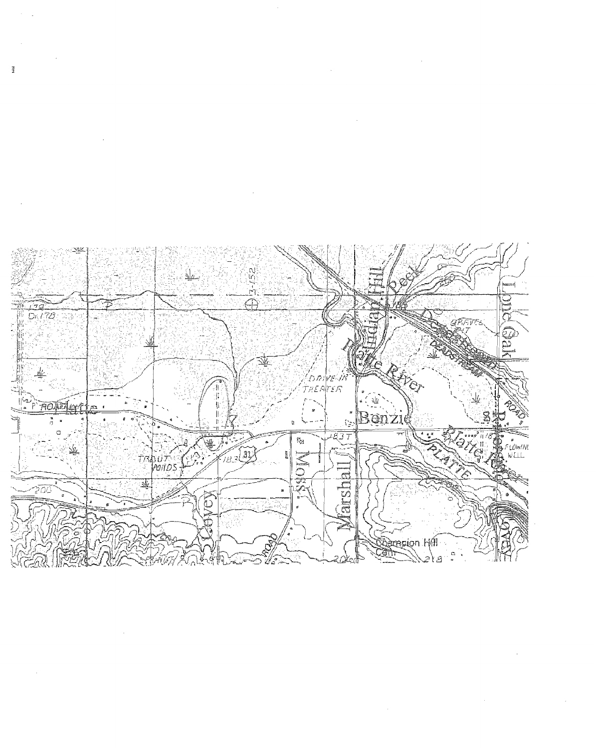Lone Oak

Peck

Indian Hill

Platte River

Benzie

Platte River

PLATTE

Moss

Marshall

Covey

Covey

Champion Hill

Cem

DRIVE-IN THEATER

TROUT PONDS

GRAVEL PIT

FLOWING WELL

ROAD

Platte

31

183

200

218